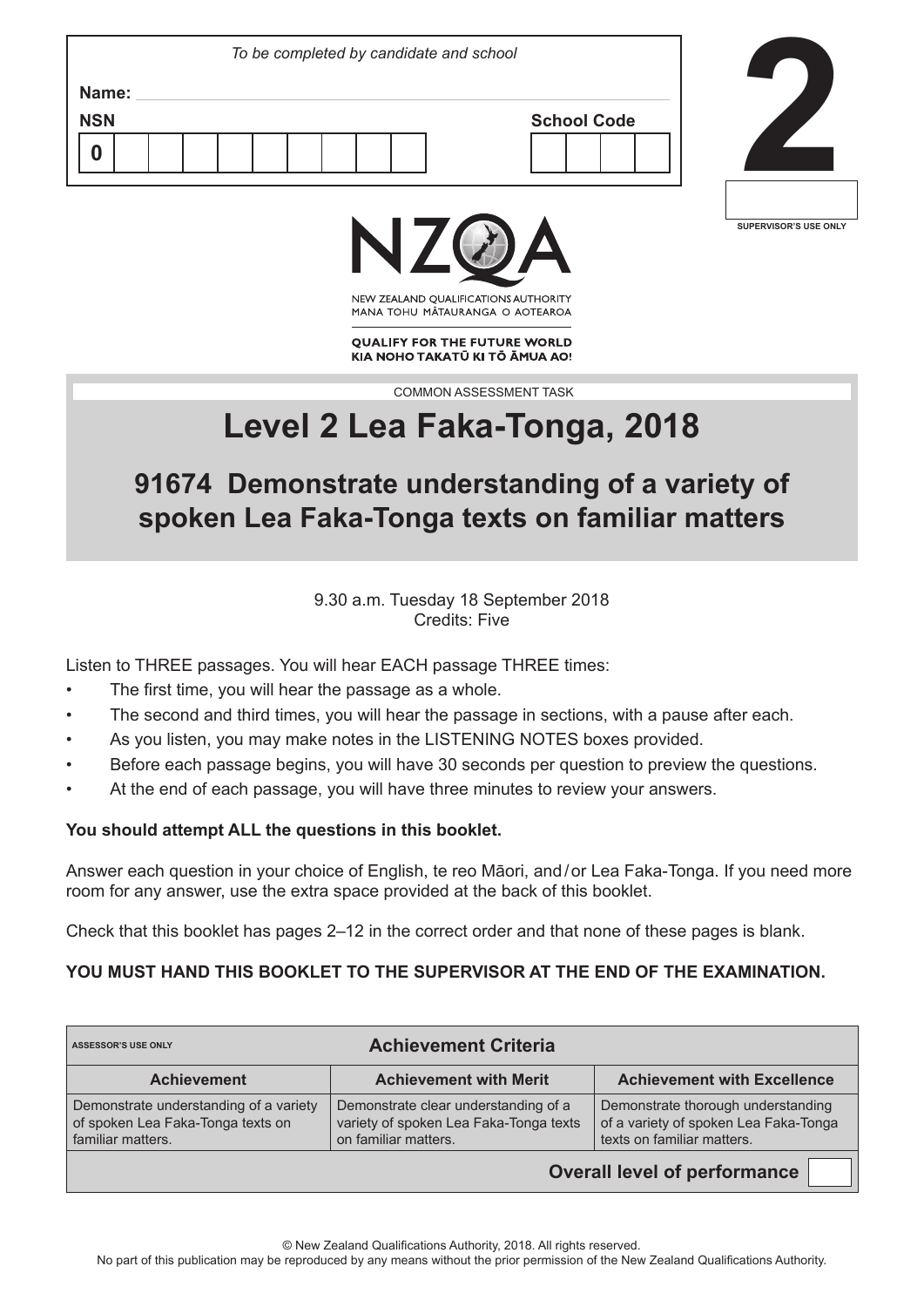*To be completed by candidate and school*

**Name:**

**NSN** 0

**School Code**

**2**

SUPERVISOR'S USE ONLY

NZQA

NEW ZEALAND QUALIFICATIONS AUTHORITY
MANA TOHU MĀTAURANGA O AOTEAROA

**QUALIFY FOR THE FUTURE WORLD**
**KIA NOHO TAKATŪ KI TŌ ĀMUA AO!**

COMMON ASSESSMENT TASK

# Level 2 Lea Faka-Tonga, 2018

## 91674 Demonstrate understanding of a variety of spoken Lea Faka-Tonga texts on familiar matters

9.30 a.m. Tuesday 18 September 2018
Credits: Five

Listen to THREE passages. You will hear EACH passage THREE times:

- The first time, you will hear the passage as a whole.
- The second and third times, you will hear the passage in sections, with a pause after each.
- As you listen, you may make notes in the LISTENING NOTES boxes provided.
- Before each passage begins, you will have 30 seconds per question to preview the questions.
- At the end of each passage, you will have three minutes to review your answers.

**You should attempt ALL the questions in this booklet.**

Answer each question in your choice of English, te reo Māori, and / or Lea Faka-Tonga. If you need more room for any answer, use the extra space provided at the back of this booklet.

Check that this booklet has pages 2–12 in the correct order and that none of these pages is blank.

**YOU MUST HAND THIS BOOKLET TO THE SUPERVISOR AT THE END OF THE EXAMINATION.**

| ASSESSOR'S USE ONLY | **Achievement Criteria** | |
|---|---|---|
| **Achievement** | **Achievement with Merit** | **Achievement with Excellence** |
| Demonstrate understanding of a variety of spoken Lea Faka-Tonga texts on familiar matters. | Demonstrate clear understanding of a variety of spoken Lea Faka-Tonga texts on familiar matters. | Demonstrate thorough understanding of a variety of spoken Lea Faka-Tonga texts on familiar matters. |
| | | **Overall level of performance** |

© New Zealand Qualifications Authority, 2018. All rights reserved.
No part of this publication may be reproduced by any means without the prior permission of the New Zealand Qualifications Authority.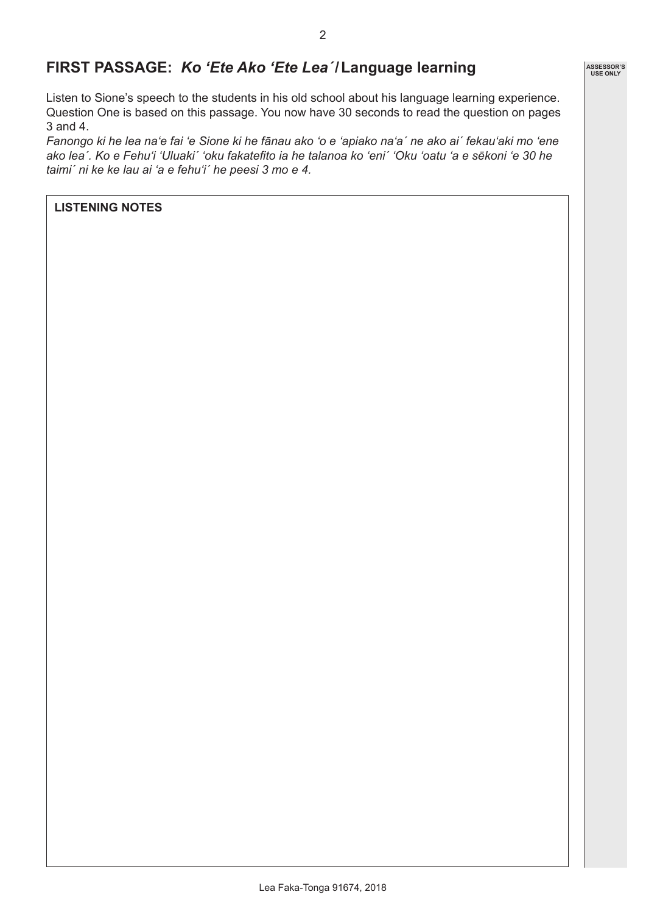## FIRST PASSAGE: *Ko ‘Ete Ako ‘Ete Lea´* / Language learning

Listen to Sione’s speech to the students in his old school about his language learning experience. Question One is based on this passage. You now have 30 seconds to read the question on pages 3 and 4.

*Fanongo ki he lea na‘e fai ‘e Sione ki he fānau ako ‘o e ‘apiako na‘a´ ne ako ai´ fekau‘aki mo ‘ene ako lea´. Ko e Fehu‘i ‘Uluaki´ ‘oku fakatefito ia he talanoa ko ‘eni´ ‘Oku ‘oatu ‘a e sēkoni ‘e 30 he taimi´ ni ke ke lau ai ‘a e fehu‘i´ he peesi 3 mo e 4.*

**LISTENING NOTES**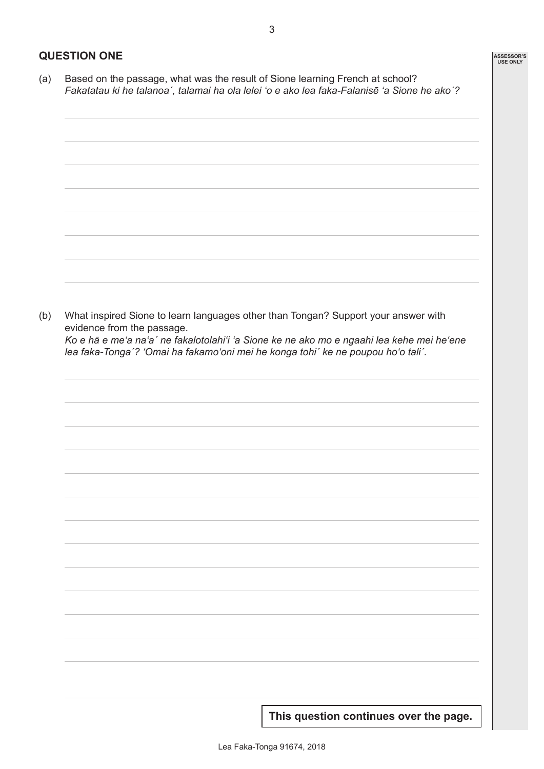## QUESTION ONE

(a) Based on the passage, what was the result of Sione learning French at school?
*Fakatatau ki he talanoa´, talamai ha ola lelei ʻo e ako lea faka-Falanisē ʻa Sione he ako´?*

(b) What inspired Sione to learn languages other than Tongan? Support your answer with evidence from the passage.
*Ko e hā e meʻa naʻa´ ne fakalotolahiʻi ʻa Sione ke ne ako mo e ngaahi lea kehe mei heʻene lea faka-Tonga´? ʻOmai ha fakamoʻoni mei he konga tohi´ ke ne poupou hoʻo tali´.*

**This question continues over the page.**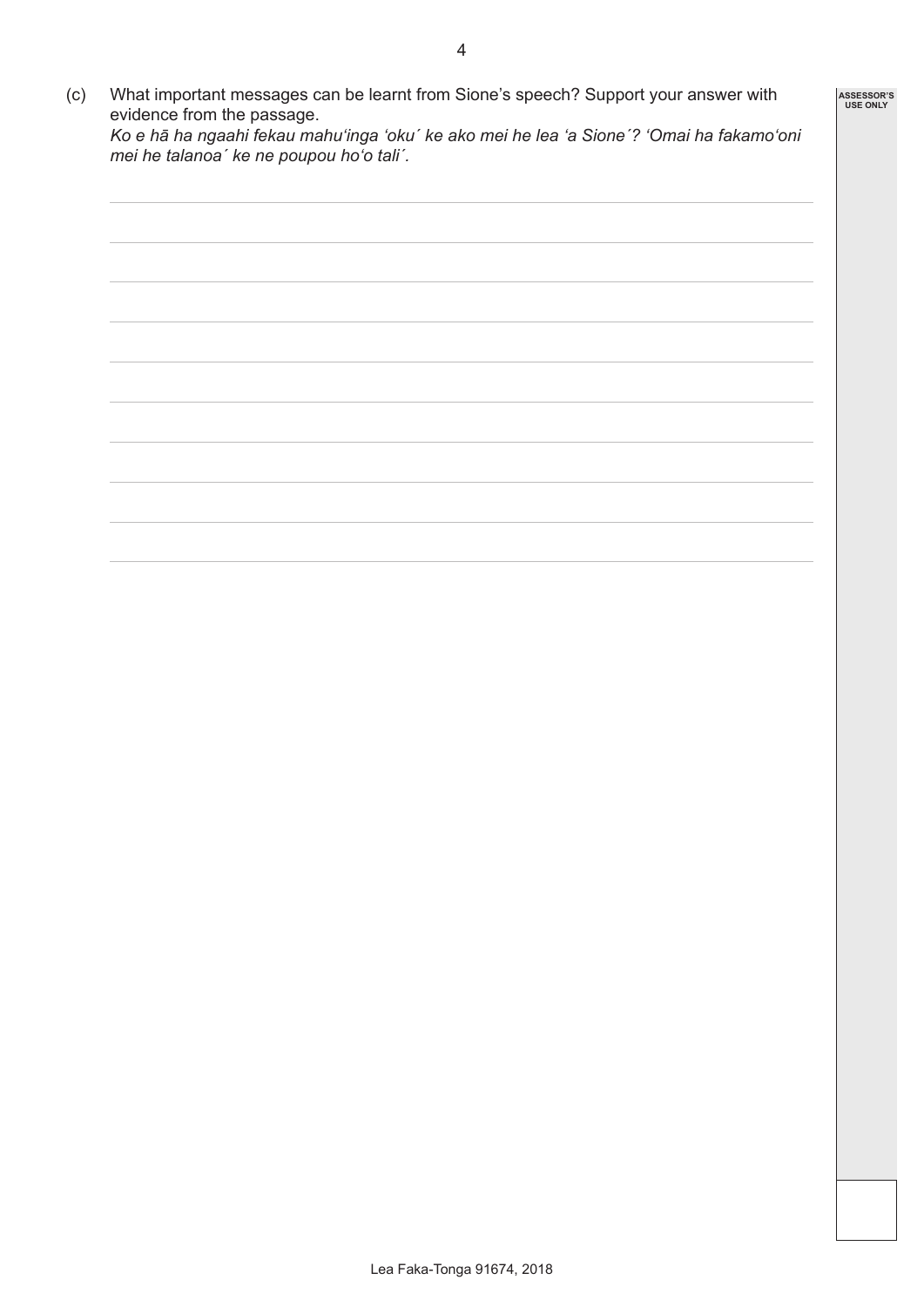(c) What important messages can be learnt from Sione's speech? Support your answer with evidence from the passage.
*Ko e hā ha ngaahi fekau mahuʻinga ʻoku´ ke ako mei he lea ʻa Sione´? ʻOmai ha fakamoʻoni mei he talanoa´ ke ne poupou hoʻo tali´.*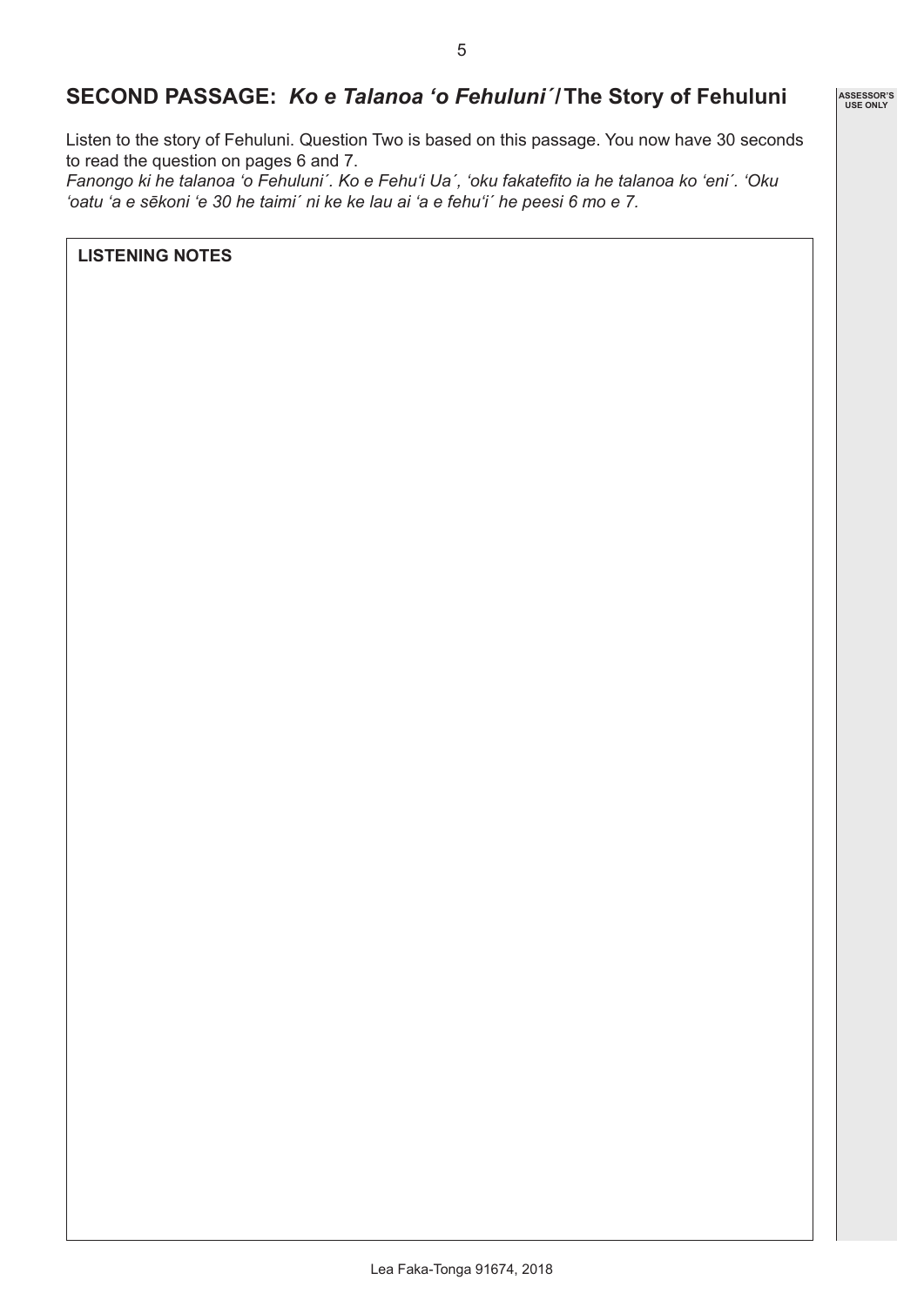## SECOND PASSAGE: *Ko e Talanoa ‘o Fehuluni´* / The Story of Fehuluni

Listen to the story of Fehuluni. Question Two is based on this passage. You now have 30 seconds to read the question on pages 6 and 7.

*Fanongo ki he talanoa ‘o Fehuluni´. Ko e Fehu‘i Ua´, ‘oku fakatefito ia he talanoa ko ‘eni´. ‘Oku ‘oatu ‘a e sēkoni ‘e 30 he taimi´ ni ke ke lau ai ‘a e fehu‘i´ he peesi 6 mo e 7.*

**LISTENING NOTES**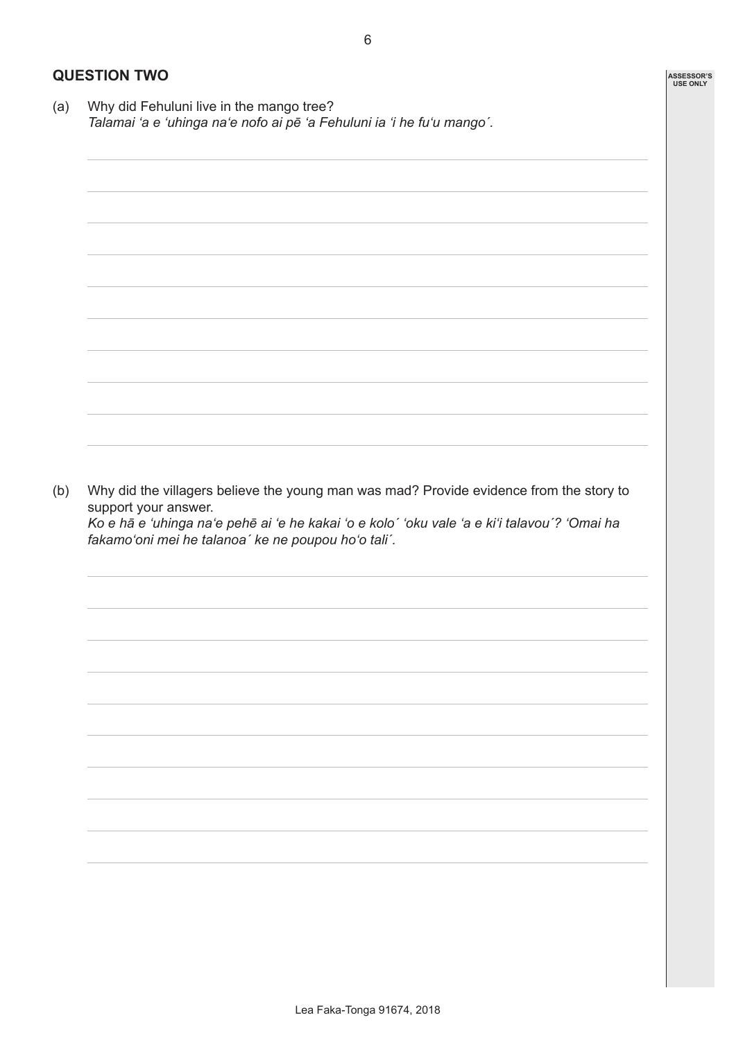## QUESTION TWO

(a) Why did Fehuluni live in the mango tree?
*Talamai ʻa e ʻuhinga naʻe nofo ai pē ʻa Fehuluni ia ʻi he fuʻu mango´.*

(b) Why did the villagers believe the young man was mad? Provide evidence from the story to support your answer.
*Ko e hā e ʻuhinga naʻe pehē ai ʻe he kakai ʻo e kolo´ ʻoku vale ʻa e kiʻi talavou´? ʻOmai ha fakamoʻoni mei he talanoa´ ke ne poupou hoʻo tali´.*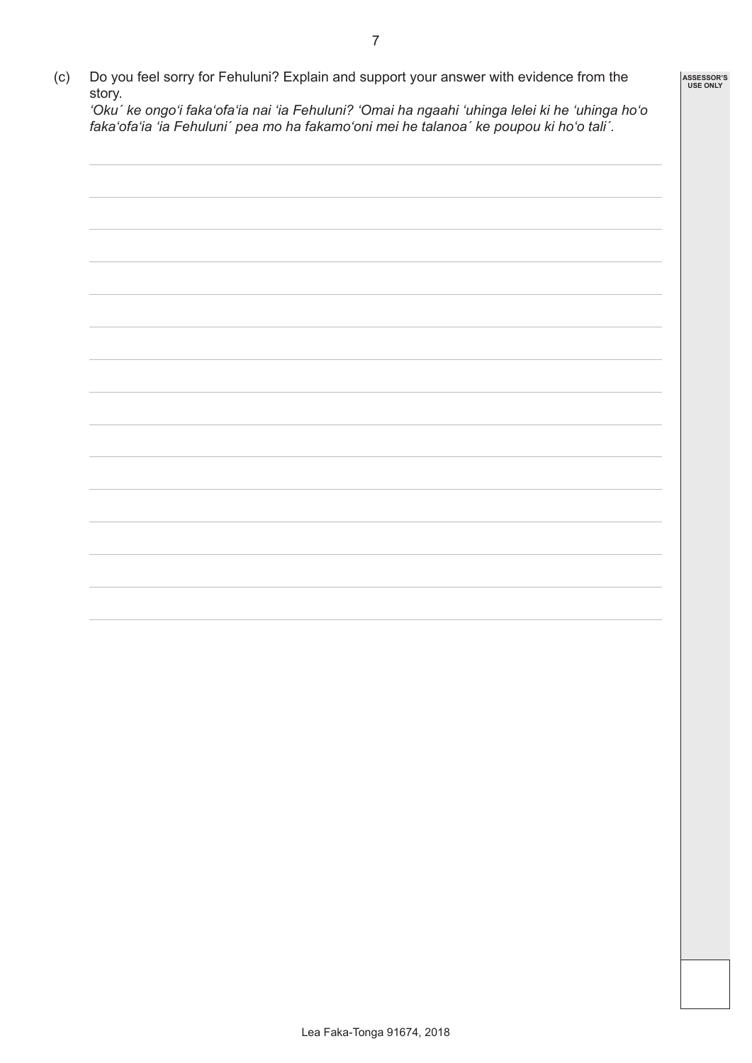(c) Do you feel sorry for Fehuluni? Explain and support your answer with evidence from the story.
*ʻOku´ ke ongoʻi fakaʻofaʻia nai ʻia Fehuluni? ʻOmai ha ngaahi ʻuhinga lelei ki he ʻuhinga hoʻo fakaʻofaʻia ʻia Fehuluni´ pea mo ha fakamoʻoni mei he talanoa´ ke poupou ki hoʻo tali´.*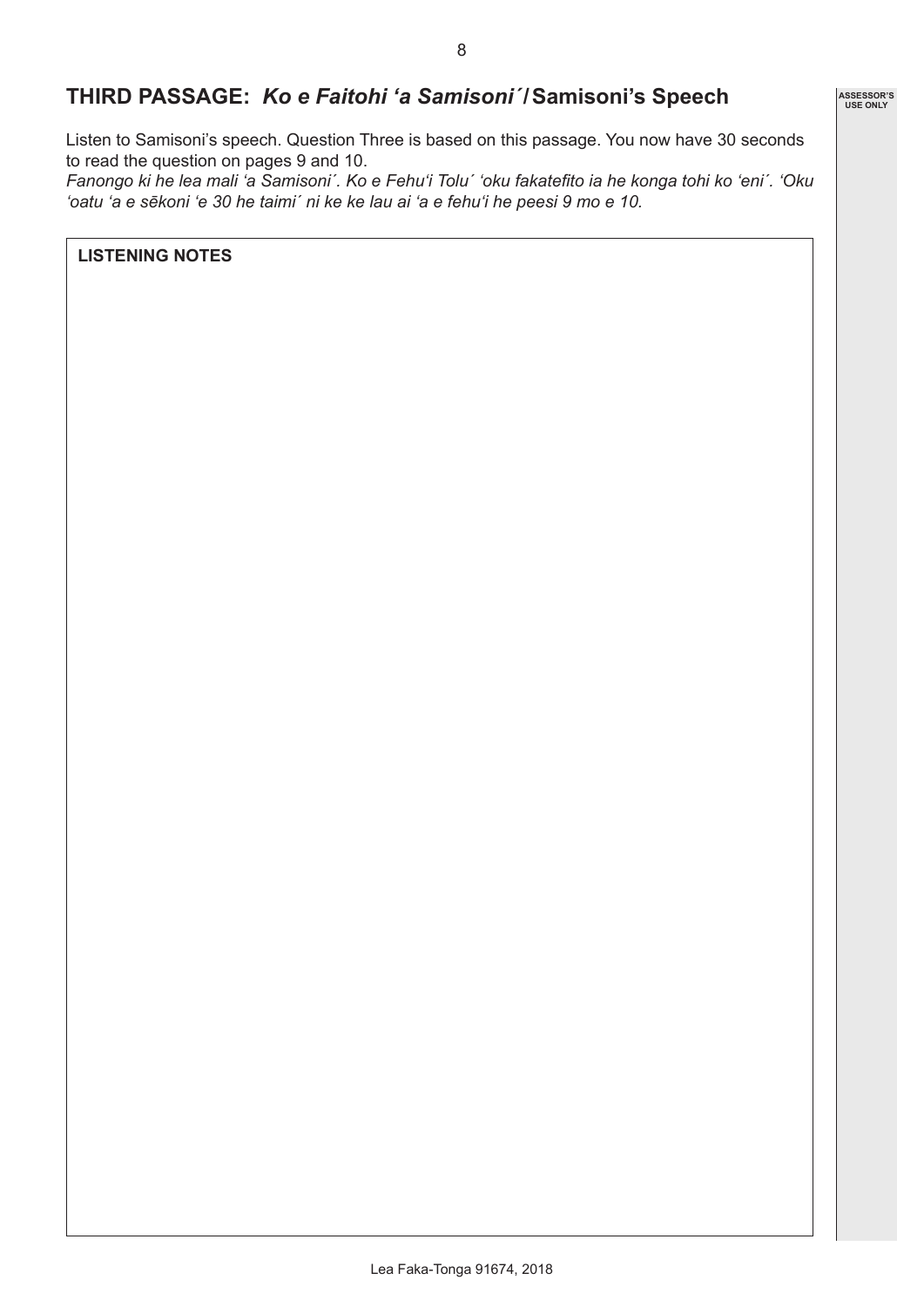## THIRD PASSAGE: *Ko e Faitohi ʻa Samisoni´* / Samisoni's Speech

Listen to Samisoni's speech. Question Three is based on this passage. You now have 30 seconds to read the question on pages 9 and 10.

*Fanongo ki he lea mali ʻa Samisoni´. Ko e Fehuʻi Tolu´ ʻoku fakatefito ia he konga tohi ko ʻeni´. ʻOku ʻoatu ʻa e sēkoni ʻe 30 he taimi´ ni ke ke lau ai ʻa e fehuʻi he peesi 9 mo e 10.*

**LISTENING NOTES**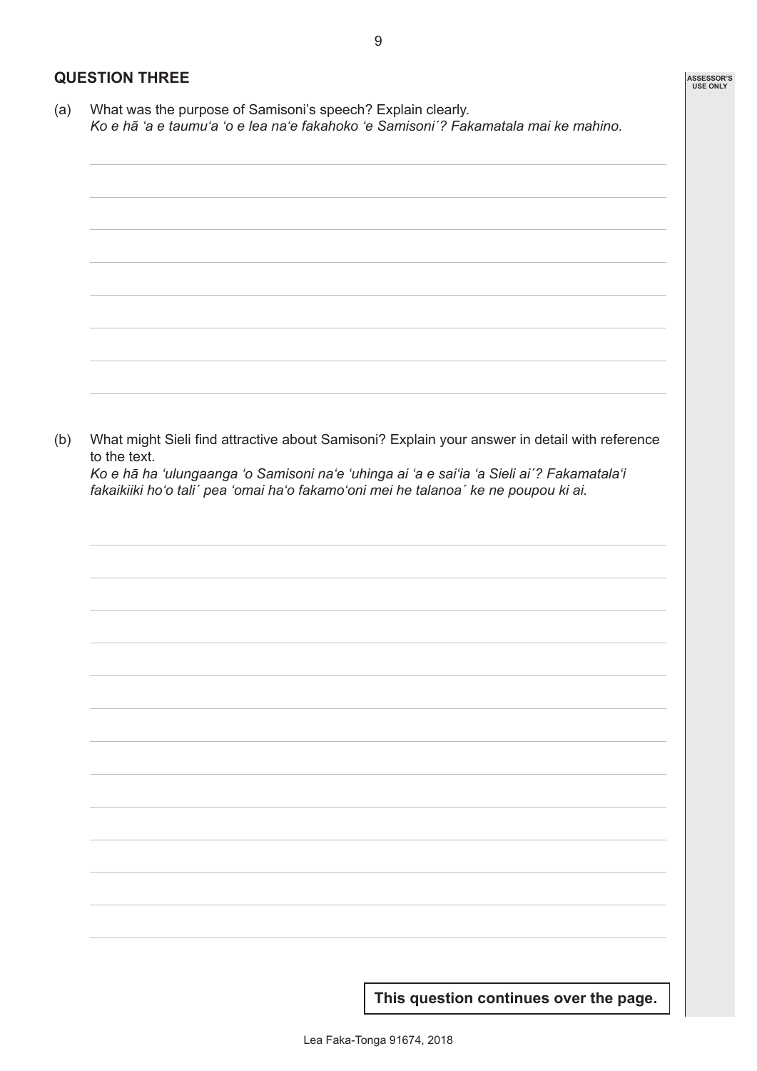## QUESTION THREE

(a) What was the purpose of Samisoni's speech? Explain clearly.
*Ko e hā ʻa e taumuʻa ʻo e lea naʻe fakahoko ʻe Samisoni´? Fakamatala mai ke mahino.*

(b) What might Sieli find attractive about Samisoni? Explain your answer in detail with reference to the text.
*Ko e hā ha ʻulungaanga ʻo Samisoni naʻe ʻuhinga ai ʻa e saiʻia ʻa Sieli ai´? Fakamatalaʻi fakaikiiki hoʻo tali´ pea ʻomai haʻo fakamoʻoni mei he talanoa´ ke ne poupou ki ai.*

**This question continues over the page.**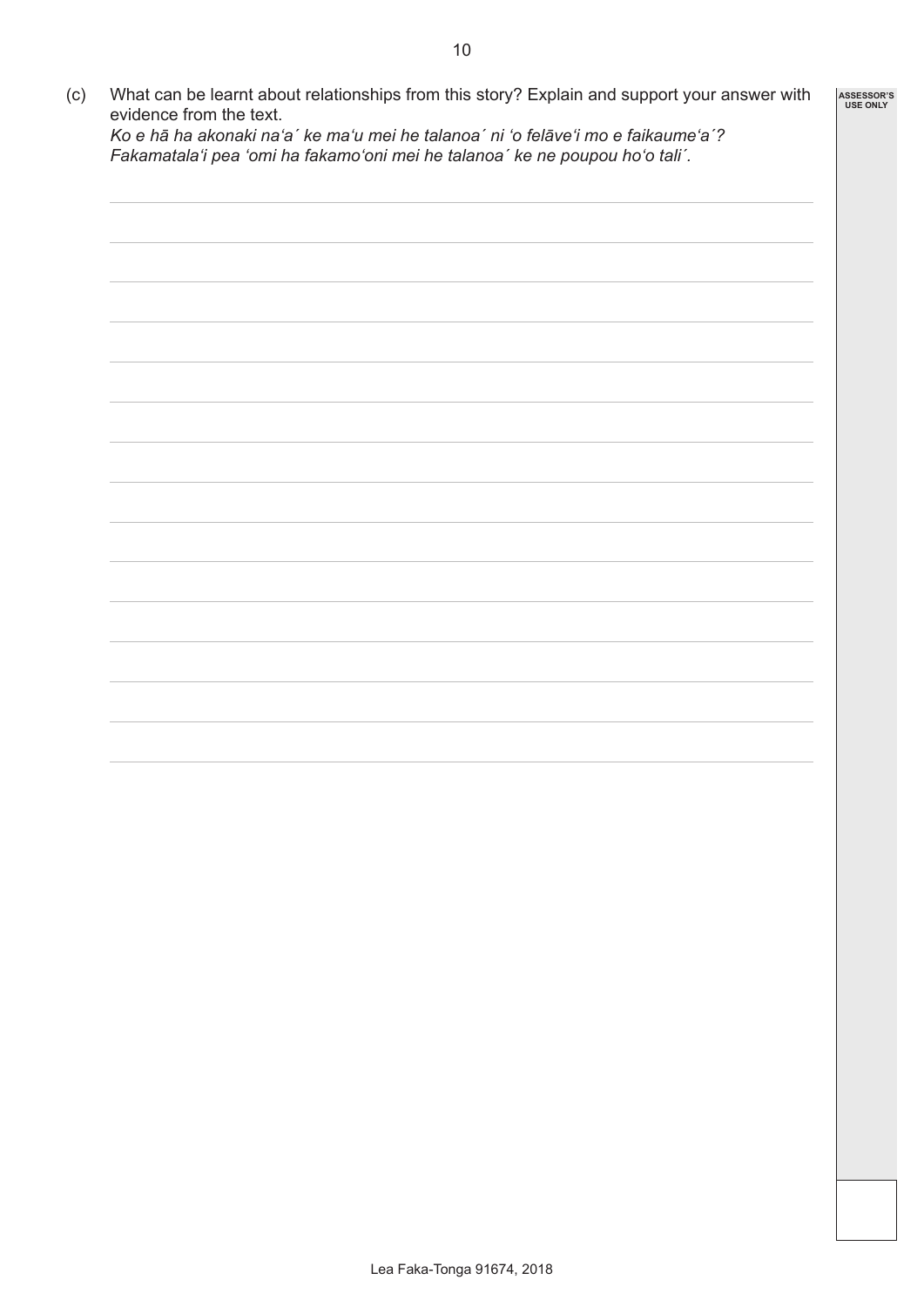(c) What can be learnt about relationships from this story? Explain and support your answer with evidence from the text.
*Ko e hā ha akonaki na‘a´ ke ma‘u mei he talanoa´ ni ‘o felāve‘i mo e faikaume‘a´? Fakamatala‘i pea ‘omi ha fakamo‘oni mei he talanoa´ ke ne poupou ho‘o tali´.*

ASSESSOR'S USE ONLY

Lea Faka-Tonga 91674, 2018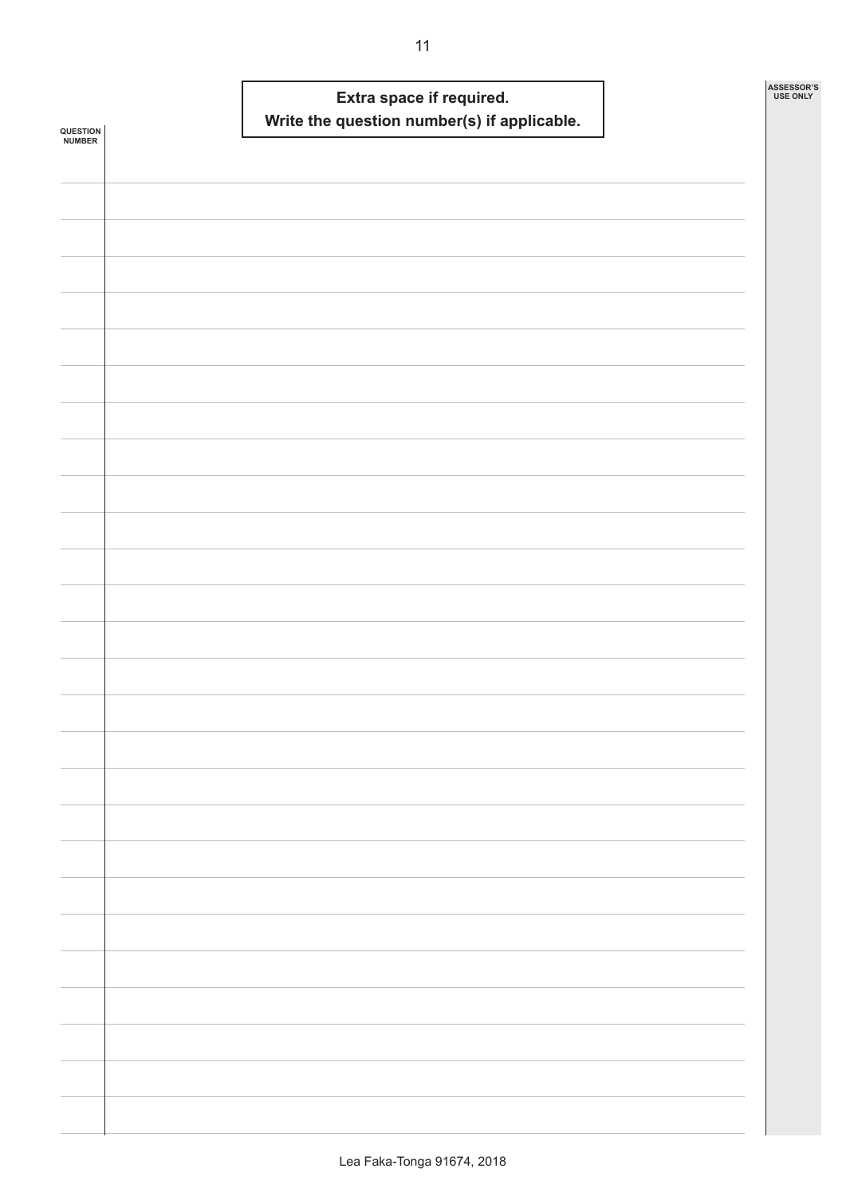**Extra space if required.**
**Write the question number(s) if applicable.**

QUESTION NUMBER

ASSESSOR'S USE ONLY

Lea Faka-Tonga 91674, 2018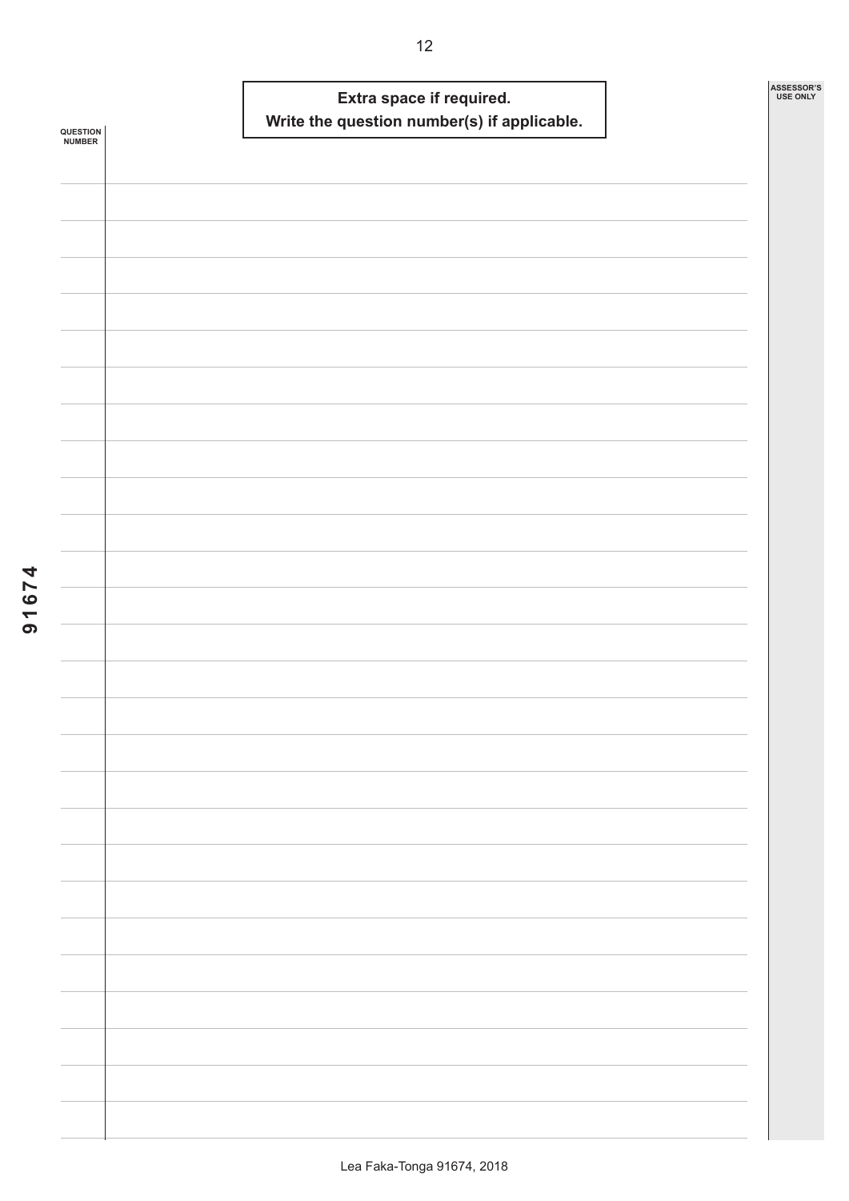**Extra space if required.**
**Write the question number(s) if applicable.**

QUESTION NUMBER

ASSESSOR'S USE ONLY